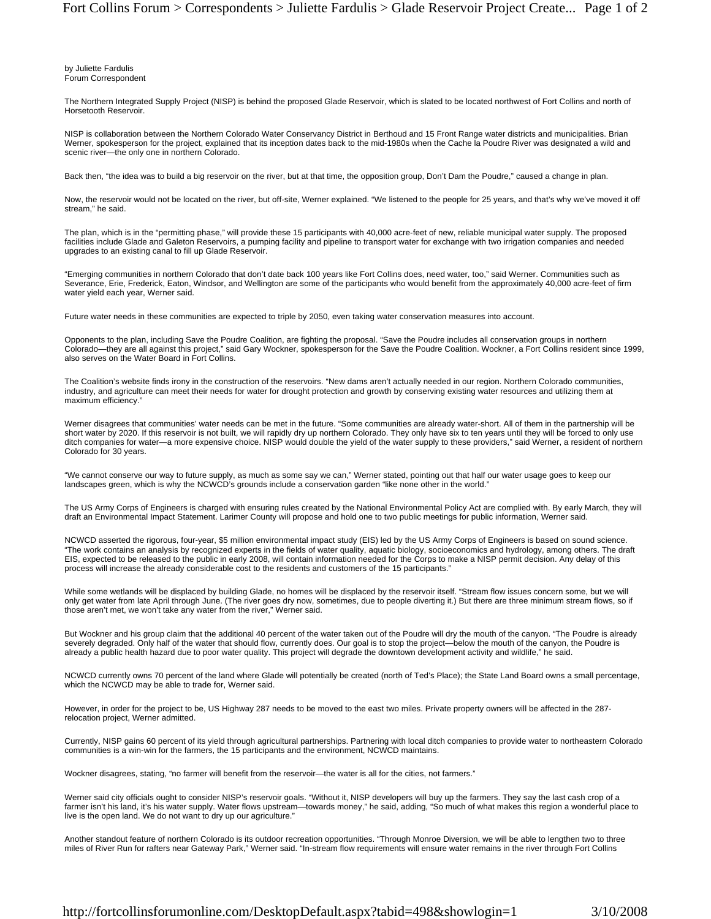by Juliette Fardulis
Forum Correspondent

The Northern Integrated Supply Project (NISP) is behind the proposed Glade Reservoir, which is slated to be located northwest of Fort Collins and north of Horsetooth Reservoir.

NISP is collaboration between the Northern Colorado Water Conservancy District in Berthoud and 15 Front Range water districts and municipalities. Brian Werner, spokesperson for the project, explained that its inception dates back to the mid-1980s when the Cache la Poudre River was designated a wild and scenic river—the only one in northern Colorado.

Back then, "the idea was to build a big reservoir on the river, but at that time, the opposition group, Don't Dam the Poudre," caused a change in plan.

Now, the reservoir would not be located on the river, but off-site, Werner explained. "We listened to the people for 25 years, and that's why we've moved it off stream," he said.

The plan, which is in the "permitting phase," will provide these 15 participants with 40,000 acre-feet of new, reliable municipal water supply. The proposed facilities include Glade and Galeton Reservoirs, a pumping facility and pipeline to transport water for exchange with two irrigation companies and needed upgrades to an existing canal to fill up Glade Reservoir.

"Emerging communities in northern Colorado that don't date back 100 years like Fort Collins does, need water, too," said Werner. Communities such as Severance, Erie, Frederick, Eaton, Windsor, and Wellington are some of the participants who would benefit from the approximately 40,000 acre-feet of firm water yield each year, Werner said.

Future water needs in these communities are expected to triple by 2050, even taking water conservation measures into account.

Opponents to the plan, including Save the Poudre Coalition, are fighting the proposal. "Save the Poudre includes all conservation groups in northern Colorado—they are all against this project," said Gary Wockner, spokesperson for the Save the Poudre Coalition. Wockner, a Fort Collins resident since 1999, also serves on the Water Board in Fort Collins.

The Coalition's website finds irony in the construction of the reservoirs. "New dams aren't actually needed in our region. Northern Colorado communities, industry, and agriculture can meet their needs for water for drought protection and growth by conserving existing water resources and utilizing them at maximum efficiency."

Werner disagrees that communities' water needs can be met in the future. "Some communities are already water-short. All of them in the partnership will be short water by 2020. If this reservoir is not built, we will rapidly dry up northern Colorado. They only have six to ten years until they will be forced to only use ditch companies for water—a more expensive choice. NISP would double the yield of the water supply to these providers," said Werner, a resident of northern Colorado for 30 years.

"We cannot conserve our way to future supply, as much as some say we can," Werner stated, pointing out that half our water usage goes to keep our landscapes green, which is why the NCWCD's grounds include a conservation garden "like none other in the world."

The US Army Corps of Engineers is charged with ensuring rules created by the National Environmental Policy Act are complied with. By early March, they will draft an Environmental Impact Statement. Larimer County will propose and hold one to two public meetings for public information, Werner said.

NCWCD asserted the rigorous, four-year, $5 million environmental impact study (EIS) led by the US Army Corps of Engineers is based on sound science. "The work contains an analysis by recognized experts in the fields of water quality, aquatic biology, socioeconomics and hydrology, among others. The draft EIS, expected to be released to the public in early 2008, will contain information needed for the Corps to make a NISP permit decision. Any delay of this process will increase the already considerable cost to the residents and customers of the 15 participants."

While some wetlands will be displaced by building Glade, no homes will be displaced by the reservoir itself. "Stream flow issues concern some, but we will only get water from late April through June. (The river goes dry now, sometimes, due to people diverting it.) But there are three minimum stream flows, so if those aren't met, we won't take any water from the river," Werner said.

But Wockner and his group claim that the additional 40 percent of the water taken out of the Poudre will dry the mouth of the canyon. "The Poudre is already severely degraded. Only half of the water that should flow, currently does. Our goal is to stop the project—below the mouth of the canyon, the Poudre is already a public health hazard due to poor water quality. This project will degrade the downtown development activity and wildlife," he said.

NCWCD currently owns 70 percent of the land where Glade will potentially be created (north of Ted's Place); the State Land Board owns a small percentage, which the NCWCD may be able to trade for, Werner said.

However, in order for the project to be, US Highway 287 needs to be moved to the east two miles. Private property owners will be affected in the 287-relocation project, Werner admitted.

Currently, NISP gains 60 percent of its yield through agricultural partnerships. Partnering with local ditch companies to provide water to northeastern Colorado communities is a win-win for the farmers, the 15 participants and the environment, NCWCD maintains.

Wockner disagrees, stating, "no farmer will benefit from the reservoir—the water is all for the cities, not farmers."

Werner said city officials ought to consider NISP's reservoir goals. "Without it, NISP developers will buy up the farmers. They say the last cash crop of a farmer isn't his land, it's his water supply. Water flows upstream—towards money," he said, adding, "So much of what makes this region a wonderful place to live is the open land. We do not want to dry up our agriculture."

Another standout feature of northern Colorado is its outdoor recreation opportunities. "Through Monroe Diversion, we will be able to lengthen two to three miles of River Run for rafters near Gateway Park," Werner said. "In-stream flow requirements will ensure water remains in the river through Fort Collins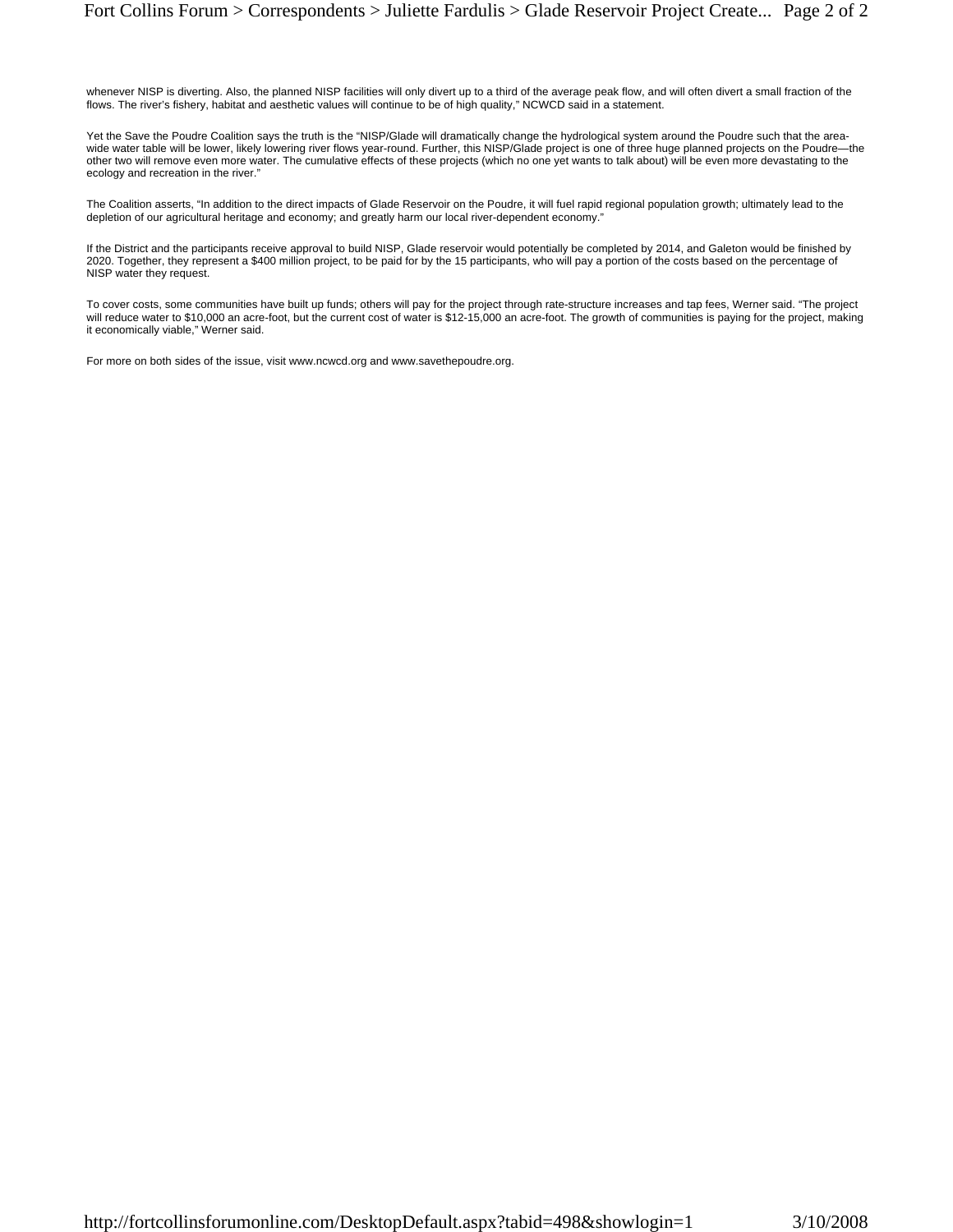whenever NISP is diverting. Also, the planned NISP facilities will only divert up to a third of the average peak flow, and will often divert a small fraction of the flows. The river's fishery, habitat and aesthetic values will continue to be of high quality," NCWCD said in a statement.

Yet the Save the Poudre Coalition says the truth is the "NISP/Glade will dramatically change the hydrological system around the Poudre such that the area-wide water table will be lower, likely lowering river flows year-round. Further, this NISP/Glade project is one of three huge planned projects on the Poudre—the other two will remove even more water. The cumulative effects of these projects (which no one yet wants to talk about) will be even more devastating to the ecology and recreation in the river."

The Coalition asserts, "In addition to the direct impacts of Glade Reservoir on the Poudre, it will fuel rapid regional population growth; ultimately lead to the depletion of our agricultural heritage and economy; and greatly harm our local river-dependent economy."

If the District and the participants receive approval to build NISP, Glade reservoir would potentially be completed by 2014, and Galeton would be finished by 2020. Together, they represent a $400 million project, to be paid for by the 15 participants, who will pay a portion of the costs based on the percentage of NISP water they request.

To cover costs, some communities have built up funds; others will pay for the project through rate-structure increases and tap fees, Werner said. "The project will reduce water to $10,000 an acre-foot, but the current cost of water is $12-15,000 an acre-foot. The growth of communities is paying for the project, making it economically viable," Werner said.

For more on both sides of the issue, visit www.ncwcd.org and www.savethepoudre.org.